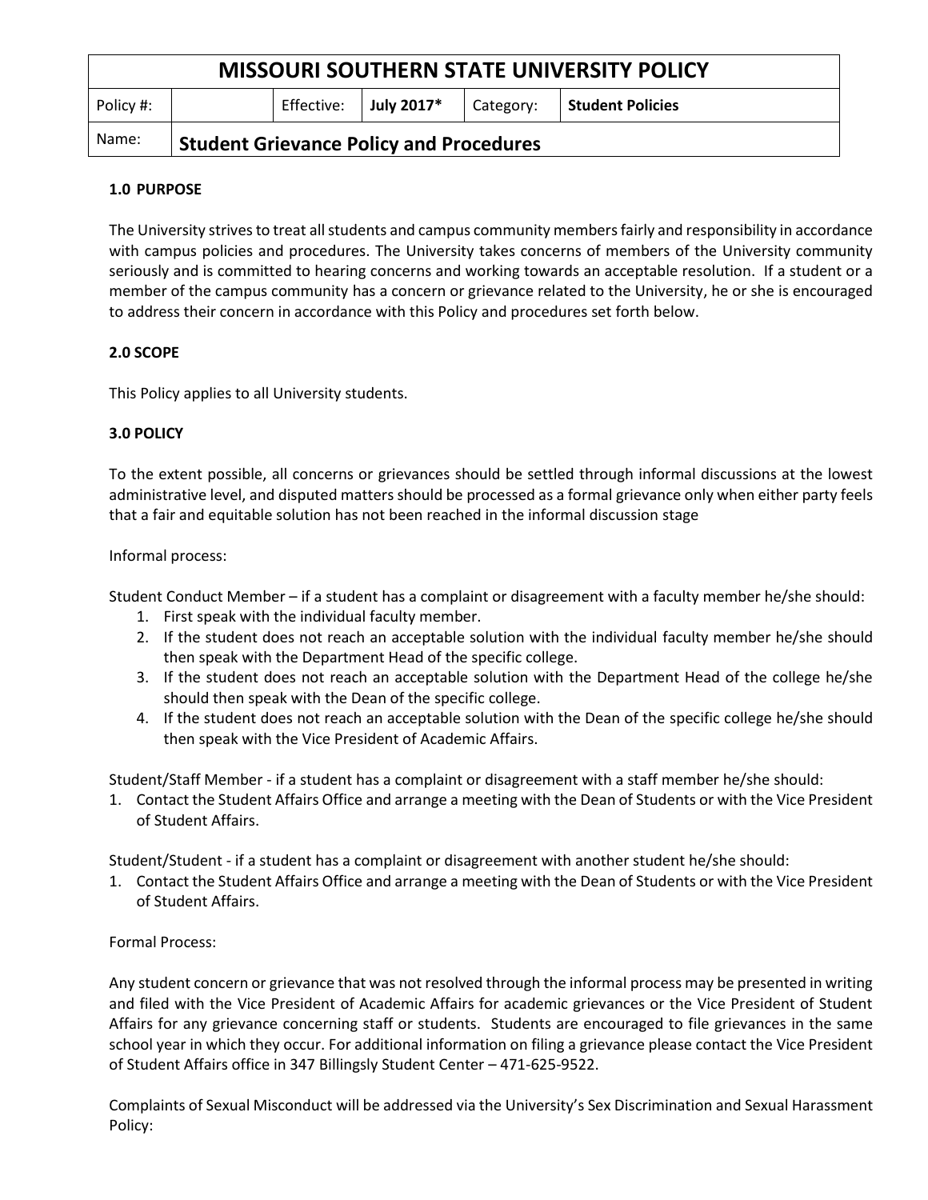| MISSOURI SOUTHERN STATE UNIVERSITY POLICY | | | | | |
| --- | --- | --- | --- | --- | --- |
| Policy #: | | Effective: | **July 2017*** | Category: | **Student Policies** |
| Name: | **Student Grievance Policy and Procedures** | | | | |

**1.0 PURPOSE**

The University strives to treat all students and campus community members fairly and responsibility in accordance with campus policies and procedures. The University takes concerns of members of the University community seriously and is committed to hearing concerns and working towards an acceptable resolution. If a student or a member of the campus community has a concern or grievance related to the University, he or she is encouraged to address their concern in accordance with this Policy and procedures set forth below.

**2.0 SCOPE**

This Policy applies to all University students.

**3.0 POLICY**

To the extent possible, all concerns or grievances should be settled through informal discussions at the lowest administrative level, and disputed matters should be processed as a formal grievance only when either party feels that a fair and equitable solution has not been reached in the informal discussion stage

Informal process:

Student Conduct Member – if a student has a complaint or disagreement with a faculty member he/she should:

1. First speak with the individual faculty member.
2. If the student does not reach an acceptable solution with the individual faculty member he/she should then speak with the Department Head of the specific college.
3. If the student does not reach an acceptable solution with the Department Head of the college he/she should then speak with the Dean of the specific college.
4. If the student does not reach an acceptable solution with the Dean of the specific college he/she should then speak with the Vice President of Academic Affairs.

Student/Staff Member - if a student has a complaint or disagreement with a staff member he/she should:

1. Contact the Student Affairs Office and arrange a meeting with the Dean of Students or with the Vice President of Student Affairs.

Student/Student - if a student has a complaint or disagreement with another student he/she should:

1. Contact the Student Affairs Office and arrange a meeting with the Dean of Students or with the Vice President of Student Affairs.

Formal Process:

Any student concern or grievance that was not resolved through the informal process may be presented in writing and filed with the Vice President of Academic Affairs for academic grievances or the Vice President of Student Affairs for any grievance concerning staff or students. Students are encouraged to file grievances in the same school year in which they occur. For additional information on filing a grievance please contact the Vice President of Student Affairs office in 347 Billingsly Student Center – 471-625-9522.

Complaints of Sexual Misconduct will be addressed via the University's Sex Discrimination and Sexual Harassment Policy: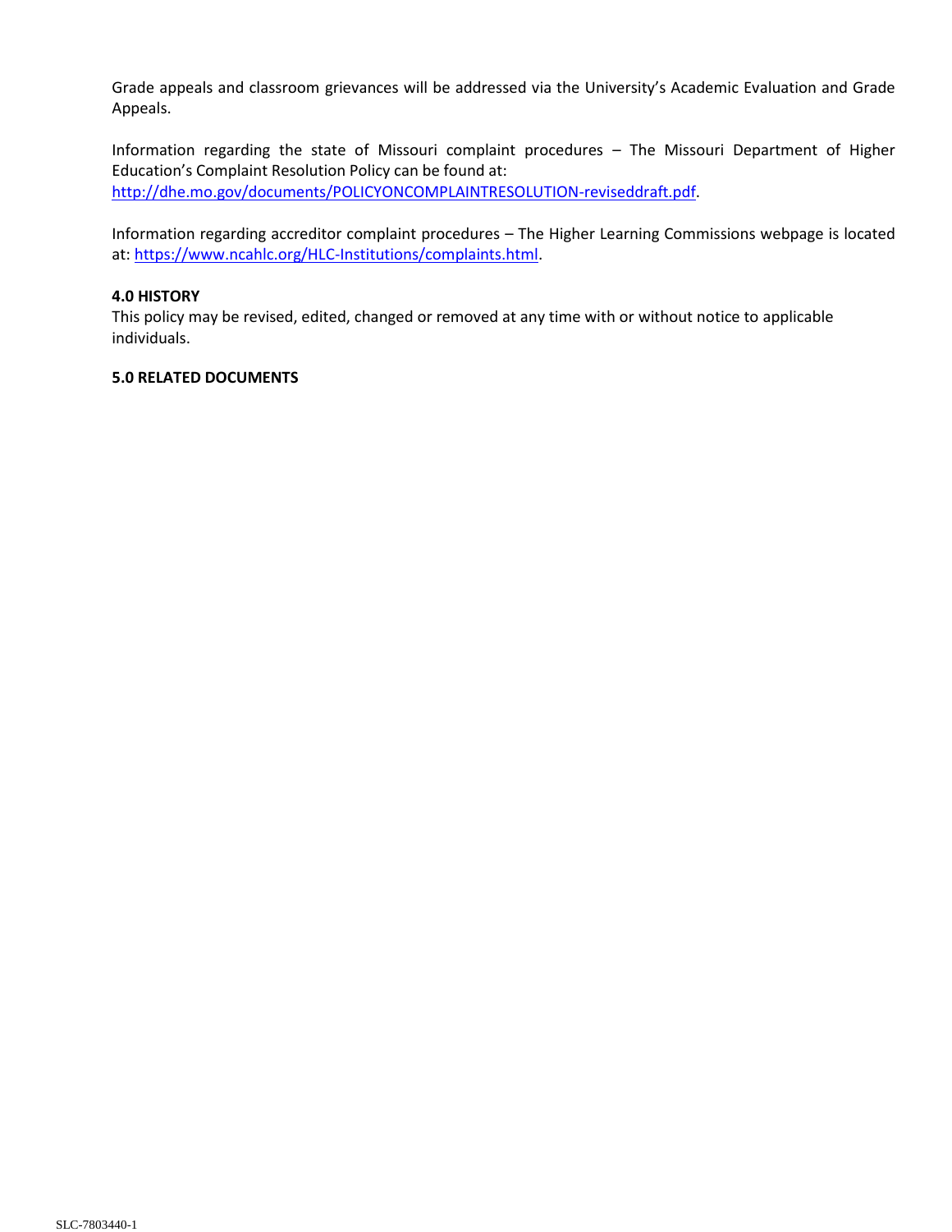Grade appeals and classroom grievances will be addressed via the University's Academic Evaluation and Grade Appeals.

Information regarding the state of Missouri complaint procedures – The Missouri Department of Higher Education's Complaint Resolution Policy can be found at: http://dhe.mo.gov/documents/POLICYONCOMPLAINTRESOLUTION-reviseddraft.pdf.

Information regarding accreditor complaint procedures – The Higher Learning Commissions webpage is located at: https://www.ncahlc.org/HLC-Institutions/complaints.html.

**4.0 HISTORY**

This policy may be revised, edited, changed or removed at any time with or without notice to applicable individuals.

**5.0 RELATED DOCUMENTS**